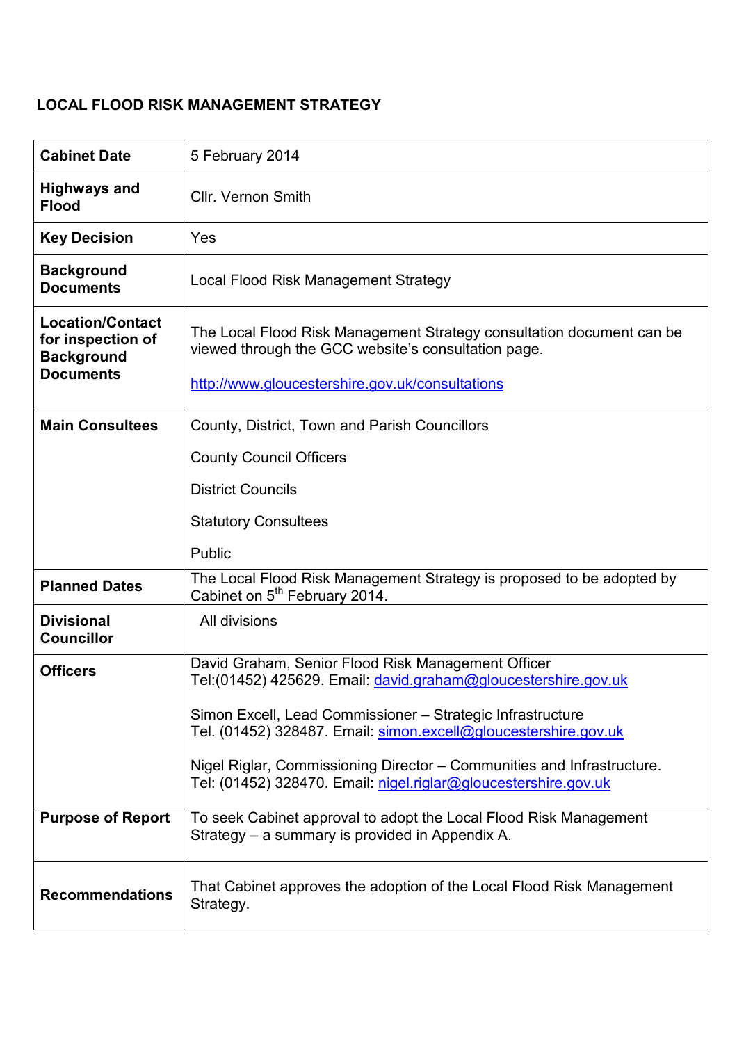# LOCAL FLOOD RISK MANAGEMENT STRATEGY

| | |
|---|---|
| **Cabinet Date** | 5 February 2014 |
| **Highways and Flood** | Cllr. Vernon Smith |
| **Key Decision** | Yes |
| **Background Documents** | Local Flood Risk Management Strategy |
| **Location/Contact for inspection of Background Documents** | The Local Flood Risk Management Strategy consultation document can be viewed through the GCC website's consultation page.<br><br>http://www.gloucestershire.gov.uk/consultations |
| **Main Consultees** | County, District, Town and Parish Councillors<br><br>County Council Officers<br><br>District Councils<br><br>Statutory Consultees<br><br>Public |
| **Planned Dates** | The Local Flood Risk Management Strategy is proposed to be adopted by Cabinet on 5th February 2014. |
| **Divisional Councillor** | All divisions |
| **Officers** | David Graham, Senior Flood Risk Management Officer<br>Tel:(01452) 425629. Email: david.graham@gloucestershire.gov.uk<br><br>Simon Excell, Lead Commissioner – Strategic Infrastructure<br>Tel. (01452) 328487. Email: simon.excell@gloucestershire.gov.uk<br><br>Nigel Riglar, Commissioning Director – Communities and Infrastructure.<br>Tel: (01452) 328470. Email: nigel.riglar@gloucestershire.gov.uk |
| **Purpose of Report** | To seek Cabinet approval to adopt the Local Flood Risk Management Strategy – a summary is provided in Appendix A. |
| **Recommendations** | That Cabinet approves the adoption of the Local Flood Risk Management Strategy. |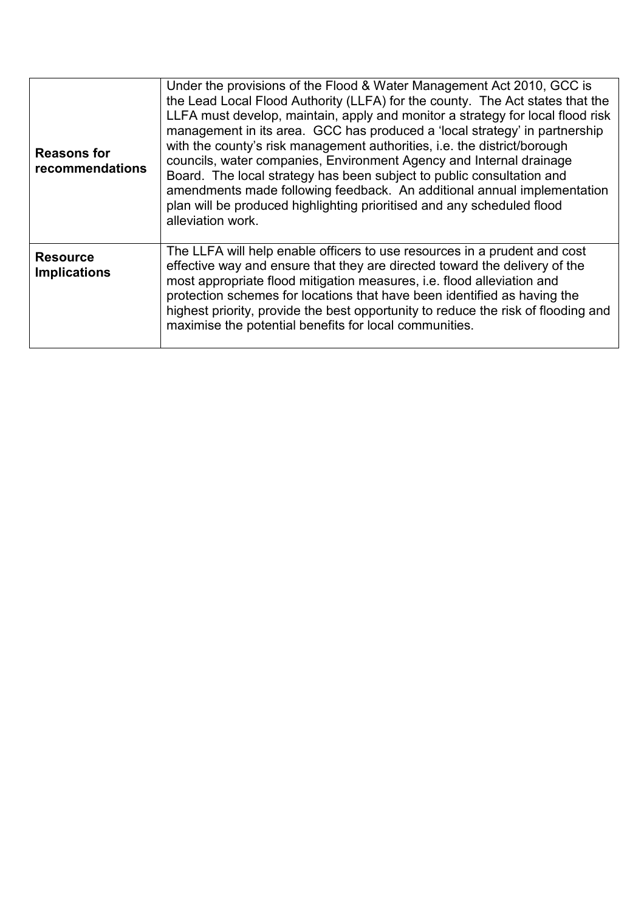| **Reasons for recommendations** | Under the provisions of the Flood & Water Management Act 2010, GCC is the Lead Local Flood Authority (LLFA) for the county. The Act states that the LLFA must develop, maintain, apply and monitor a strategy for local flood risk management in its area. GCC has produced a 'local strategy' in partnership with the county's risk management authorities, i.e. the district/borough councils, water companies, Environment Agency and Internal drainage Board. The local strategy has been subject to public consultation and amendments made following feedback. An additional annual implementation plan will be produced highlighting prioritised and any scheduled flood alleviation work. |
|---|---|
| **Resource Implications** | The LLFA will help enable officers to use resources in a prudent and cost effective way and ensure that they are directed toward the delivery of the most appropriate flood mitigation measures, i.e. flood alleviation and protection schemes for locations that have been identified as having the highest priority, provide the best opportunity to reduce the risk of flooding and maximise the potential benefits for local communities. |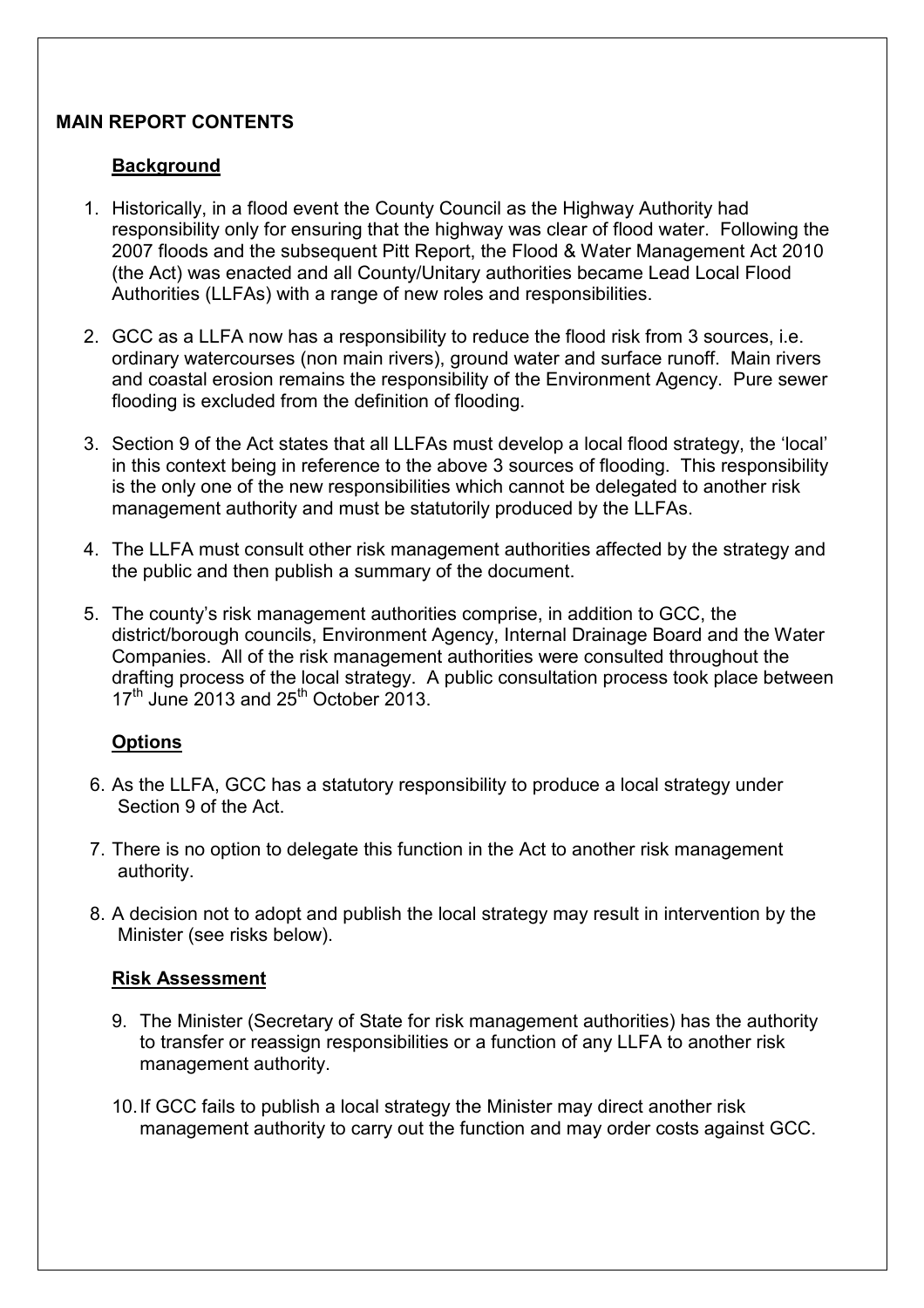## MAIN REPORT CONTENTS

### Background

1. Historically, in a flood event the County Council as the Highway Authority had responsibility only for ensuring that the highway was clear of flood water. Following the 2007 floods and the subsequent Pitt Report, the Flood & Water Management Act 2010 (the Act) was enacted and all County/Unitary authorities became Lead Local Flood Authorities (LLFAs) with a range of new roles and responsibilities.

2. GCC as a LLFA now has a responsibility to reduce the flood risk from 3 sources, i.e. ordinary watercourses (non main rivers), ground water and surface runoff. Main rivers and coastal erosion remains the responsibility of the Environment Agency. Pure sewer flooding is excluded from the definition of flooding.

3. Section 9 of the Act states that all LLFAs must develop a local flood strategy, the 'local' in this context being in reference to the above 3 sources of flooding. This responsibility is the only one of the new responsibilities which cannot be delegated to another risk management authority and must be statutorily produced by the LLFAs.

4. The LLFA must consult other risk management authorities affected by the strategy and the public and then publish a summary of the document.

5. The county's risk management authorities comprise, in addition to GCC, the district/borough councils, Environment Agency, Internal Drainage Board and the Water Companies. All of the risk management authorities were consulted throughout the drafting process of the local strategy. A public consultation process took place between 17th June 2013 and 25th October 2013.

### Options

6. As the LLFA, GCC has a statutory responsibility to produce a local strategy under Section 9 of the Act.

7. There is no option to delegate this function in the Act to another risk management authority.

8. A decision not to adopt and publish the local strategy may result in intervention by the Minister (see risks below).

### Risk Assessment

9. The Minister (Secretary of State for risk management authorities) has the authority to transfer or reassign responsibilities or a function of any LLFA to another risk management authority.

10. If GCC fails to publish a local strategy the Minister may direct another risk management authority to carry out the function and may order costs against GCC.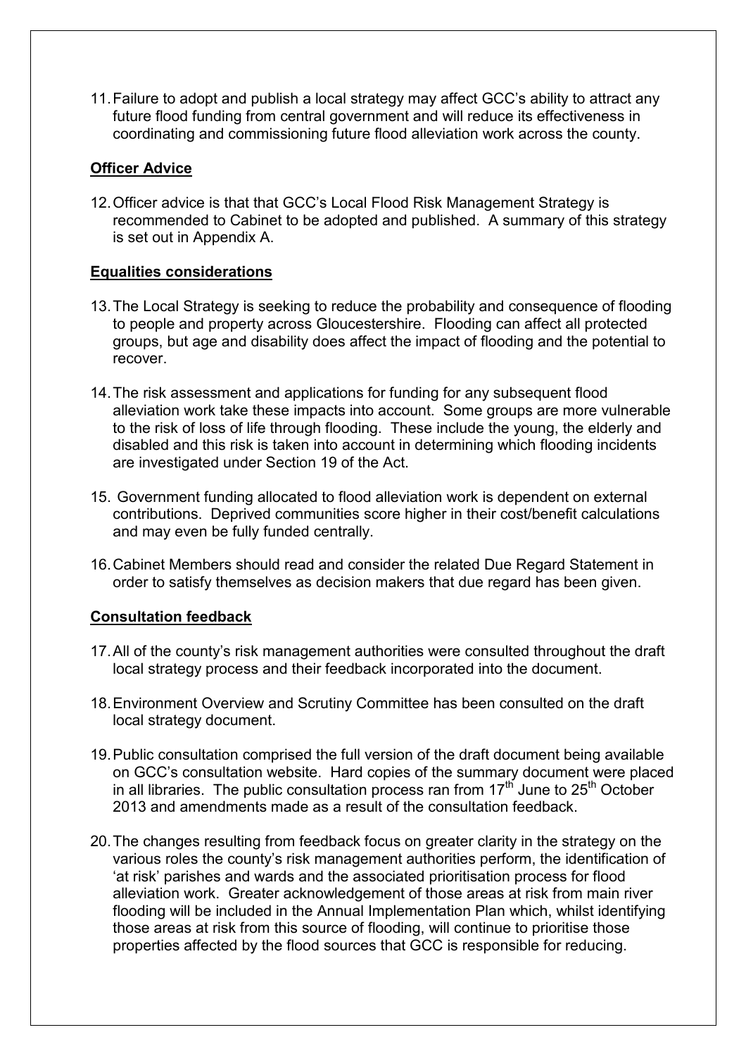11. Failure to adopt and publish a local strategy may affect GCC's ability to attract any future flood funding from central government and will reduce its effectiveness in coordinating and commissioning future flood alleviation work across the county.

**Officer Advice**

12. Officer advice is that that GCC's Local Flood Risk Management Strategy is recommended to Cabinet to be adopted and published. A summary of this strategy is set out in Appendix A.

**Equalities considerations**

13. The Local Strategy is seeking to reduce the probability and consequence of flooding to people and property across Gloucestershire. Flooding can affect all protected groups, but age and disability does affect the impact of flooding and the potential to recover.

14. The risk assessment and applications for funding for any subsequent flood alleviation work take these impacts into account. Some groups are more vulnerable to the risk of loss of life through flooding. These include the young, the elderly and disabled and this risk is taken into account in determining which flooding incidents are investigated under Section 19 of the Act.

15. Government funding allocated to flood alleviation work is dependent on external contributions. Deprived communities score higher in their cost/benefit calculations and may even be fully funded centrally.

16. Cabinet Members should read and consider the related Due Regard Statement in order to satisfy themselves as decision makers that due regard has been given.

**Consultation feedback**

17. All of the county's risk management authorities were consulted throughout the draft local strategy process and their feedback incorporated into the document.

18. Environment Overview and Scrutiny Committee has been consulted on the draft local strategy document.

19. Public consultation comprised the full version of the draft document being available on GCC's consultation website. Hard copies of the summary document were placed in all libraries. The public consultation process ran from 17th June to 25th October 2013 and amendments made as a result of the consultation feedback.

20. The changes resulting from feedback focus on greater clarity in the strategy on the various roles the county's risk management authorities perform, the identification of 'at risk' parishes and wards and the associated prioritisation process for flood alleviation work. Greater acknowledgement of those areas at risk from main river flooding will be included in the Annual Implementation Plan which, whilst identifying those areas at risk from this source of flooding, will continue to prioritise those properties affected by the flood sources that GCC is responsible for reducing.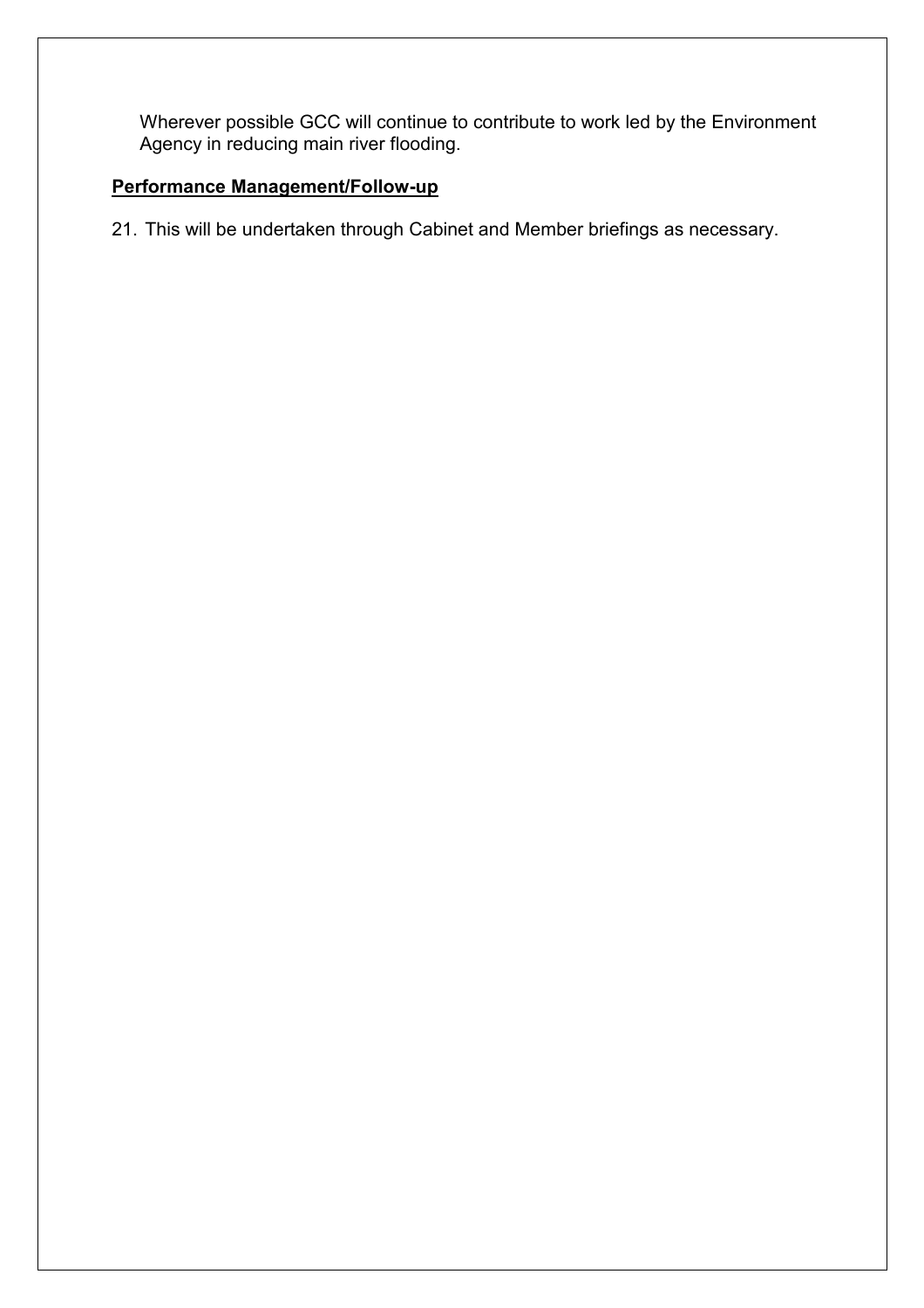Wherever possible GCC will continue to contribute to work led by the Environment Agency in reducing main river flooding.

**Performance Management/Follow-up**

21. This will be undertaken through Cabinet and Member briefings as necessary.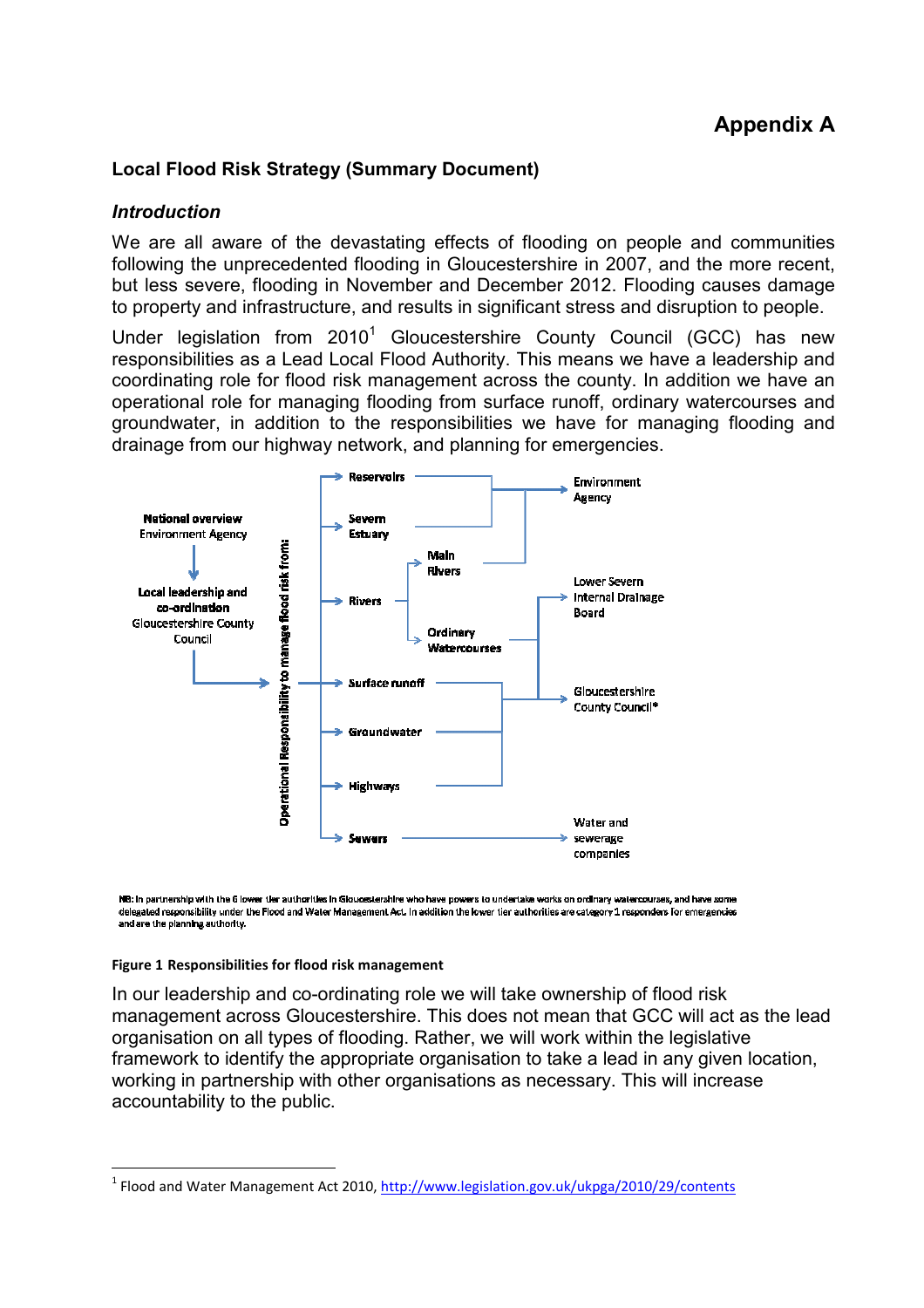# Appendix A

**Local Flood Risk Strategy (Summary Document)**

## *Introduction*

We are all aware of the devastating effects of flooding on people and communities following the unprecedented flooding in Gloucestershire in 2007, and the more recent, but less severe, flooding in November and December 2012. Flooding causes damage to property and infrastructure, and results in significant stress and disruption to people.

Under legislation from 2010[1] Gloucestershire County Council (GCC) has new responsibilities as a Lead Local Flood Authority. This means we have a leadership and coordinating role for flood risk management across the county. In addition we have an operational role for managing flooding from surface runoff, ordinary watercourses and groundwater, in addition to the responsibilities we have for managing flooding and drainage from our highway network, and planning for emergencies.

**National overview**
Environment Agency

↓

**Local leadership and co-ordination**
Gloucestershire County Council

→ **Operational Responsibility to manage flood risk from:**

- **Reservoirs** → Environment Agency
- **Severn Estuary** → Environment Agency
- **Rivers**
  - **Main Rivers** → Environment Agency
  - **Ordinary Watercourses** → Lower Severn Internal Drainage Board; Gloucestershire County Council*
- **Surface runoff** → Gloucestershire County Council*
- **Groundwater** → Gloucestershire County Council*
- **Highways** → Gloucestershire County Council*
- **Sewers** → Water and sewerage companies

**NB:** In partnership with the 6 lower tier authorities in Gloucestershire who have powers to undertake works on ordinary watercourses, and have some delegated responsibility under the Flood and Water Management Act. In addition the lower tier authorities are category 1 responders for emergencies and are the planning authority.

**Figure 1 Responsibilities for flood risk management**

In our leadership and co-ordinating role we will take ownership of flood risk management across Gloucestershire. This does not mean that GCC will act as the lead organisation on all types of flooding. Rather, we will work within the legislative framework to identify the appropriate organisation to take a lead in any given location, working in partnership with other organisations as necessary. This will increase accountability to the public.

---

[1] Flood and Water Management Act 2010, http://www.legislation.gov.uk/ukpga/2010/29/contents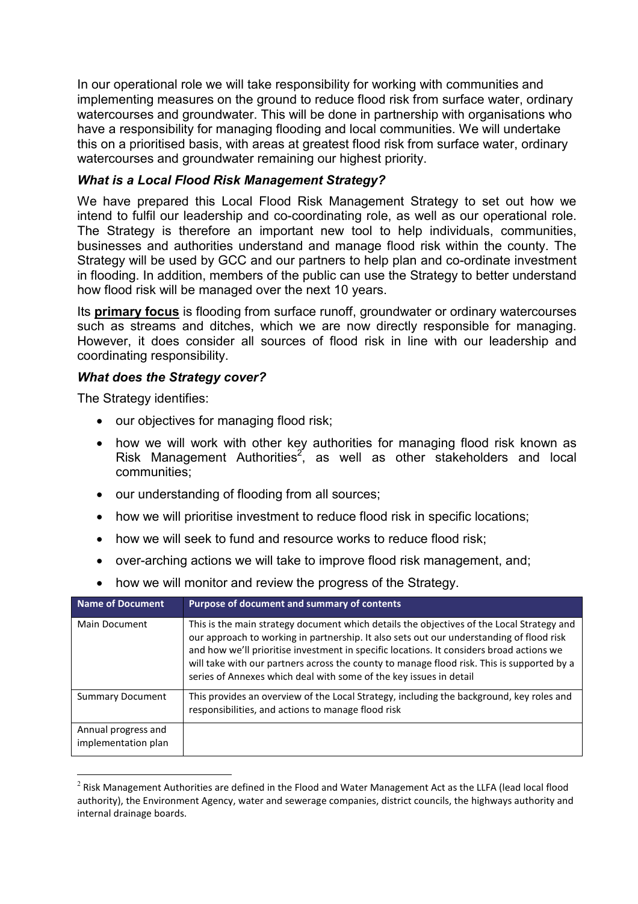In our operational role we will take responsibility for working with communities and implementing measures on the ground to reduce flood risk from surface water, ordinary watercourses and groundwater. This will be done in partnership with organisations who have a responsibility for managing flooding and local communities. We will undertake this on a prioritised basis, with areas at greatest flood risk from surface water, ordinary watercourses and groundwater remaining our highest priority.

### *What is a Local Flood Risk Management Strategy?*

We have prepared this Local Flood Risk Management Strategy to set out how we intend to fulfil our leadership and co-coordinating role, as well as our operational role. The Strategy is therefore an important new tool to help individuals, communities, businesses and authorities understand and manage flood risk within the county. The Strategy will be used by GCC and our partners to help plan and co-ordinate investment in flooding. In addition, members of the public can use the Strategy to better understand how flood risk will be managed over the next 10 years.

Its **primary focus** is flooding from surface runoff, groundwater or ordinary watercourses such as streams and ditches, which we are now directly responsible for managing. However, it does consider all sources of flood risk in line with our leadership and coordinating responsibility.

### *What does the Strategy cover?*

The Strategy identifies:

- our objectives for managing flood risk;
- how we will work with other key authorities for managing flood risk known as Risk Management Authorities[2], as well as other stakeholders and local communities;
- our understanding of flooding from all sources;
- how we will prioritise investment to reduce flood risk in specific locations;
- how we will seek to fund and resource works to reduce flood risk;
- over-arching actions we will take to improve flood risk management, and;
- how we will monitor and review the progress of the Strategy.

| Name of Document | Purpose of document and summary of contents |
|---|---|
| Main Document | This is the main strategy document which details the objectives of the Local Strategy and our approach to working in partnership. It also sets out our understanding of flood risk and how we'll prioritise investment in specific locations. It considers broad actions we will take with our partners across the county to manage flood risk. This is supported by a series of Annexes which deal with some of the key issues in detail |
| Summary Document | This provides an overview of the Local Strategy, including the background, key roles and responsibilities, and actions to manage flood risk |
| Annual progress and implementation plan | |

[2] Risk Management Authorities are defined in the Flood and Water Management Act as the LLFA (lead local flood authority), the Environment Agency, water and sewerage companies, district councils, the highways authority and internal drainage boards.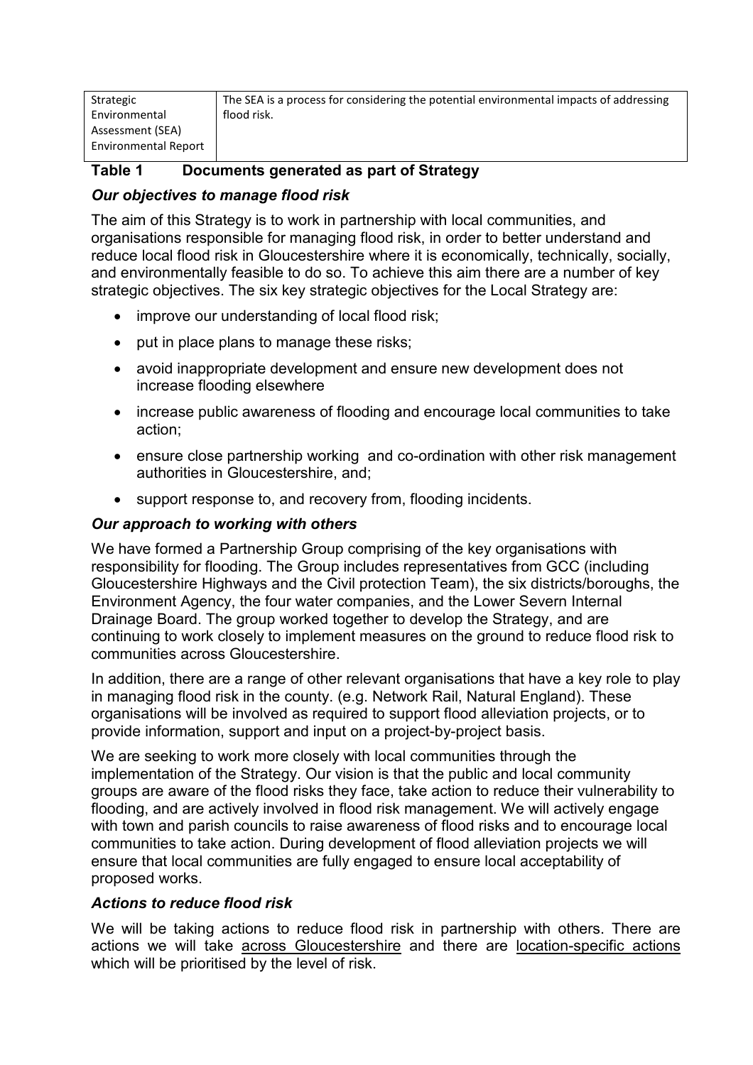| | |
|---|---|
| Strategic Environmental Assessment (SEA) Environmental Report | The SEA is a process for considering the potential environmental impacts of addressing flood risk. |

**Table 1 Documents generated as part of Strategy**

### *Our objectives to manage flood risk*

The aim of this Strategy is to work in partnership with local communities, and organisations responsible for managing flood risk, in order to better understand and reduce local flood risk in Gloucestershire where it is economically, technically, socially, and environmentally feasible to do so. To achieve this aim there are a number of key strategic objectives. The six key strategic objectives for the Local Strategy are:

- improve our understanding of local flood risk;
- put in place plans to manage these risks;
- avoid inappropriate development and ensure new development does not increase flooding elsewhere
- increase public awareness of flooding and encourage local communities to take action;
- ensure close partnership working and co-ordination with other risk management authorities in Gloucestershire, and;
- support response to, and recovery from, flooding incidents.

### *Our approach to working with others*

We have formed a Partnership Group comprising of the key organisations with responsibility for flooding. The Group includes representatives from GCC (including Gloucestershire Highways and the Civil protection Team), the six districts/boroughs, the Environment Agency, the four water companies, and the Lower Severn Internal Drainage Board. The group worked together to develop the Strategy, and are continuing to work closely to implement measures on the ground to reduce flood risk to communities across Gloucestershire.

In addition, there are a range of other relevant organisations that have a key role to play in managing flood risk in the county. (e.g. Network Rail, Natural England). These organisations will be involved as required to support flood alleviation projects, or to provide information, support and input on a project-by-project basis.

We are seeking to work more closely with local communities through the implementation of the Strategy. Our vision is that the public and local community groups are aware of the flood risks they face, take action to reduce their vulnerability to flooding, and are actively involved in flood risk management. We will actively engage with town and parish councils to raise awareness of flood risks and to encourage local communities to take action. During development of flood alleviation projects we will ensure that local communities are fully engaged to ensure local acceptability of proposed works.

### *Actions to reduce flood risk*

We will be taking actions to reduce flood risk in partnership with others. There are actions we will take across Gloucestershire and there are location-specific actions which will be prioritised by the level of risk.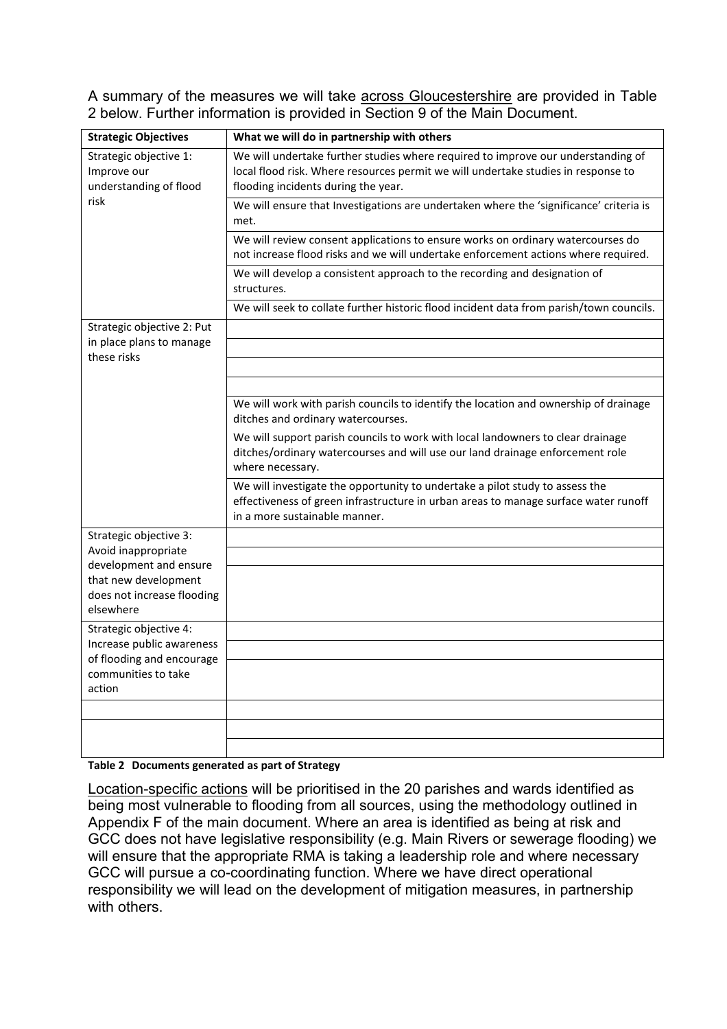A summary of the measures we will take across Gloucestershire are provided in Table 2 below. Further information is provided in Section 9 of the Main Document.

| Strategic Objectives | What we will do in partnership with others |
|---|---|
| Strategic objective 1: Improve our understanding of flood risk | We will undertake further studies where required to improve our understanding of local flood risk. Where resources permit we will undertake studies in response to flooding incidents during the year. |
| | We will ensure that Investigations are undertaken where the 'significance' criteria is met. |
| | We will review consent applications to ensure works on ordinary watercourses do not increase flood risks and we will undertake enforcement actions where required. |
| | We will develop a consistent approach to the recording and designation of structures. |
| | We will seek to collate further historic flood incident data from parish/town councils. |
| Strategic objective 2: Put in place plans to manage these risks | |
| | |
| | |
| | |
| | We will work with parish councils to identify the location and ownership of drainage ditches and ordinary watercourses. We will support parish councils to work with local landowners to clear drainage ditches/ordinary watercourses and will use our land drainage enforcement role where necessary. |
| | We will investigate the opportunity to undertake a pilot study to assess the effectiveness of green infrastructure in urban areas to manage surface water runoff in a more sustainable manner. |
| Strategic objective 3: Avoid inappropriate development and ensure that new development does not increase flooding elsewhere | |
| | |
| | |
| Strategic objective 4: Increase public awareness of flooding and encourage communities to take action | |
| | |
| | |
| | |
| | |
| | |

**Table 2 Documents generated as part of Strategy**

Location-specific actions will be prioritised in the 20 parishes and wards identified as being most vulnerable to flooding from all sources, using the methodology outlined in Appendix F of the main document. Where an area is identified as being at risk and GCC does not have legislative responsibility (e.g. Main Rivers or sewerage flooding) we will ensure that the appropriate RMA is taking a leadership role and where necessary GCC will pursue a co-coordinating function. Where we have direct operational responsibility we will lead on the development of mitigation measures, in partnership with others.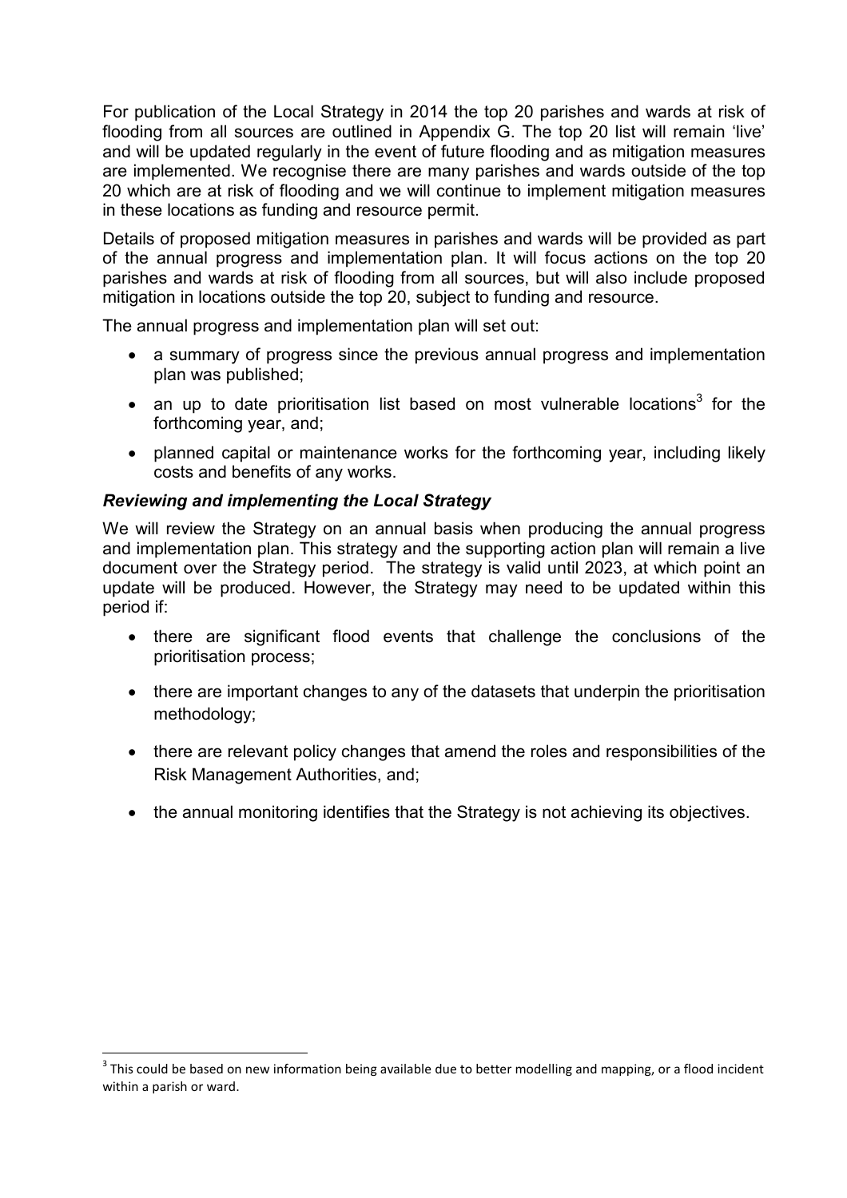For publication of the Local Strategy in 2014 the top 20 parishes and wards at risk of flooding from all sources are outlined in Appendix G. The top 20 list will remain 'live' and will be updated regularly in the event of future flooding and as mitigation measures are implemented. We recognise there are many parishes and wards outside of the top 20 which are at risk of flooding and we will continue to implement mitigation measures in these locations as funding and resource permit.

Details of proposed mitigation measures in parishes and wards will be provided as part of the annual progress and implementation plan. It will focus actions on the top 20 parishes and wards at risk of flooding from all sources, but will also include proposed mitigation in locations outside the top 20, subject to funding and resource.

The annual progress and implementation plan will set out:

- a summary of progress since the previous annual progress and implementation plan was published;
- an up to date prioritisation list based on most vulnerable locations[3] for the forthcoming year, and;
- planned capital or maintenance works for the forthcoming year, including likely costs and benefits of any works.

***Reviewing and implementing the Local Strategy***

We will review the Strategy on an annual basis when producing the annual progress and implementation plan. This strategy and the supporting action plan will remain a live document over the Strategy period. The strategy is valid until 2023, at which point an update will be produced. However, the Strategy may need to be updated within this period if:

- there are significant flood events that challenge the conclusions of the prioritisation process;
- there are important changes to any of the datasets that underpin the prioritisation methodology;
- there are relevant policy changes that amend the roles and responsibilities of the Risk Management Authorities, and;
- the annual monitoring identifies that the Strategy is not achieving its objectives.

[3] This could be based on new information being available due to better modelling and mapping, or a flood incident within a parish or ward.